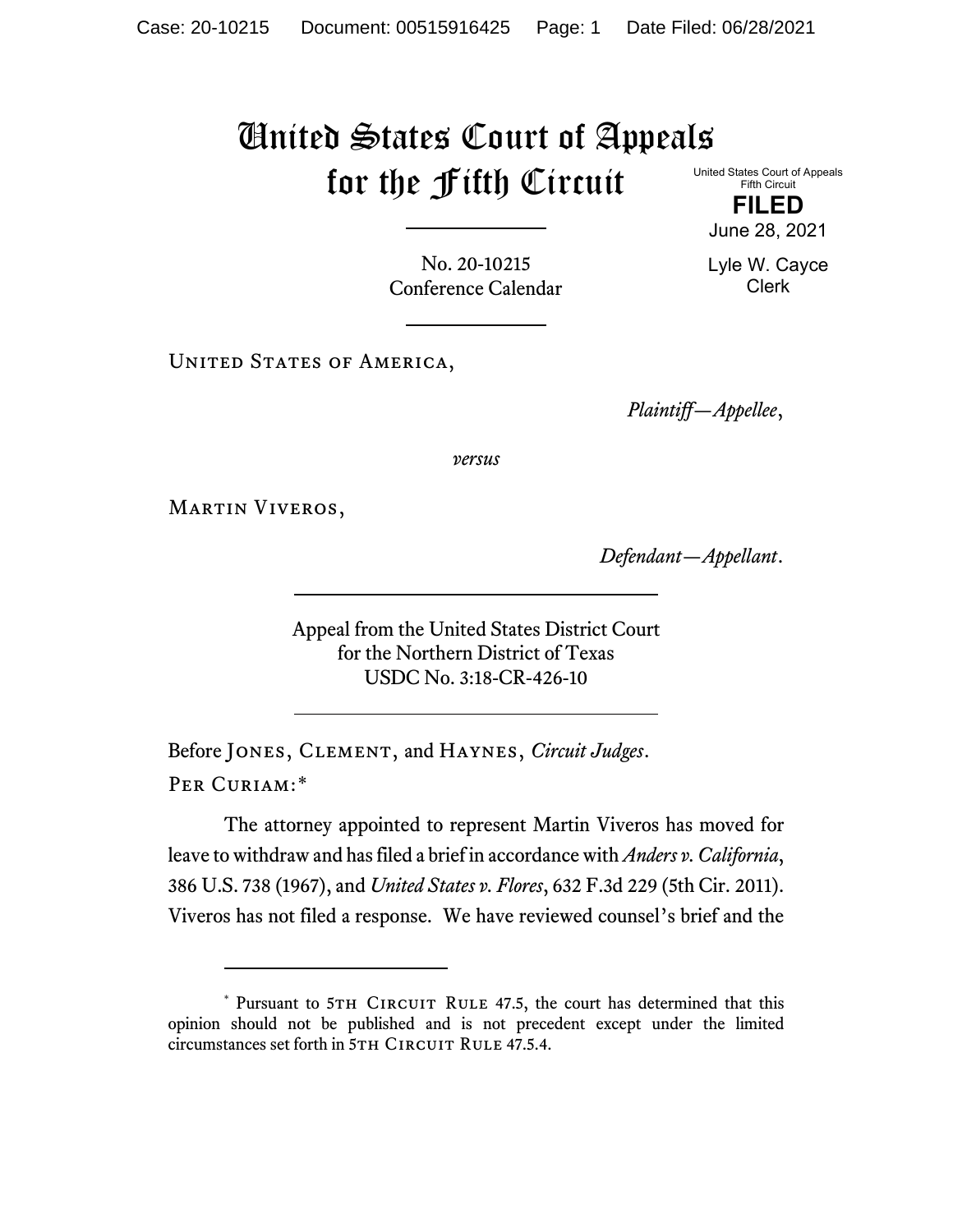# United States Court of Appeals for the Fifth Circuit

United States Court of Appeals
Fifth Circuit

**FILED**

June 28, 2021

Lyle W. Cayce
Clerk

No. 20-10215
Conference Calendar

United States of America,

*Plaintiff—Appellee*,

*versus*

Martin Viveros,

*Defendant—Appellant*.

Appeal from the United States District Court
for the Northern District of Texas
USDC No. 3:18-CR-426-10

Before Jones, Clement, and Haynes, *Circuit Judges*.

Per Curiam:*

The attorney appointed to represent Martin Viveros has moved for leave to withdraw and has filed a brief in accordance with *Anders v. California*, 386 U.S. 738 (1967), and *United States v. Flores*, 632 F.3d 229 (5th Cir. 2011). Viveros has not filed a response. We have reviewed counsel's brief and the

---

* Pursuant to 5th Circuit Rule 47.5, the court has determined that this opinion should not be published and is not precedent except under the limited circumstances set forth in 5th Circuit Rule 47.5.4.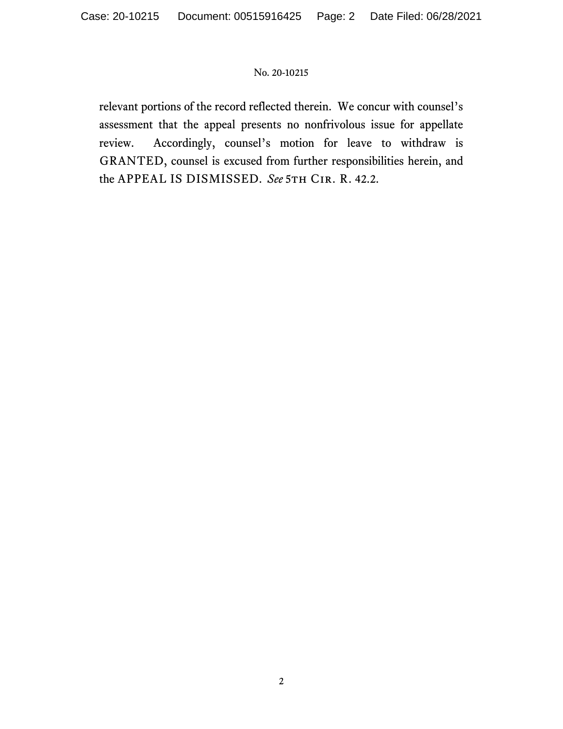relevant portions of the record reflected therein. We concur with counsel's assessment that the appeal presents no nonfrivolous issue for appellate review. Accordingly, counsel's motion for leave to withdraw is GRANTED, counsel is excused from further responsibilities herein, and the APPEAL IS DISMISSED. *See* 5TH CIR. R. 42.2.